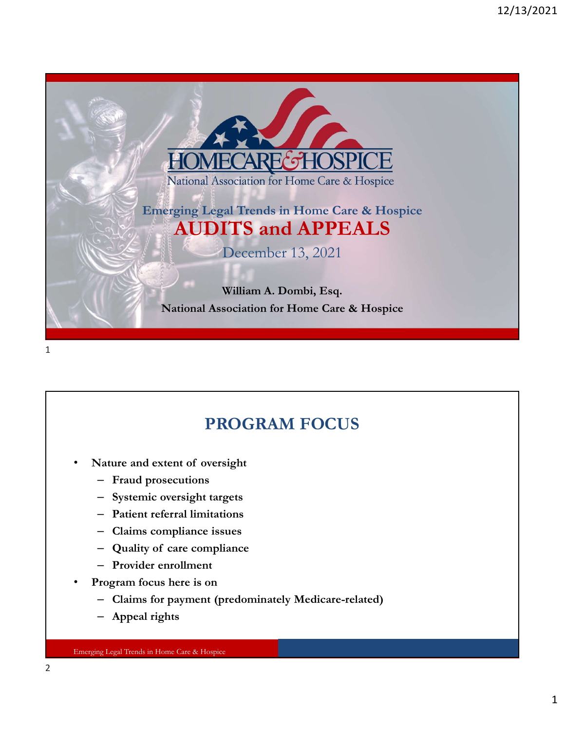# HOMECARE & HOSPICE

National Association for Home Care & Hospice

## Emerging Legal Trends in Home Care & Hospice

# AUDITS and APPEALS

December 13, 2021

**William A. Dombi, Esq.**

**National Association for Home Care & Hospice**

## PROGRAM FOCUS

- **Nature and extent of oversight**
  - **Fraud prosecutions**
  - **Systemic oversight targets**
  - **Patient referral limitations**
  - **Claims compliance issues**
  - **Quality of care compliance**
  - **Provider enrollment**
- **Program focus here is on**
  - **Claims for payment (predominately Medicare-related)**
  - **Appeal rights**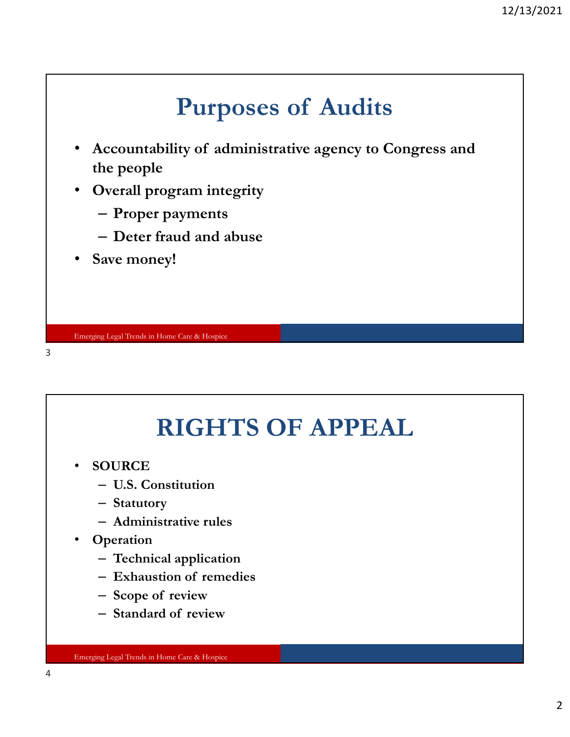# Purposes of Audits

- Accountability of administrative agency to Congress and the people
- Overall program integrity
  - Proper payments
  - Deter fraud and abuse
- Save money!

# RIGHTS OF APPEAL

- SOURCE
  - U.S. Constitution
  - Statutory
  - Administrative rules
- Operation
  - Technical application
  - Exhaustion of remedies
  - Scope of review
  - Standard of review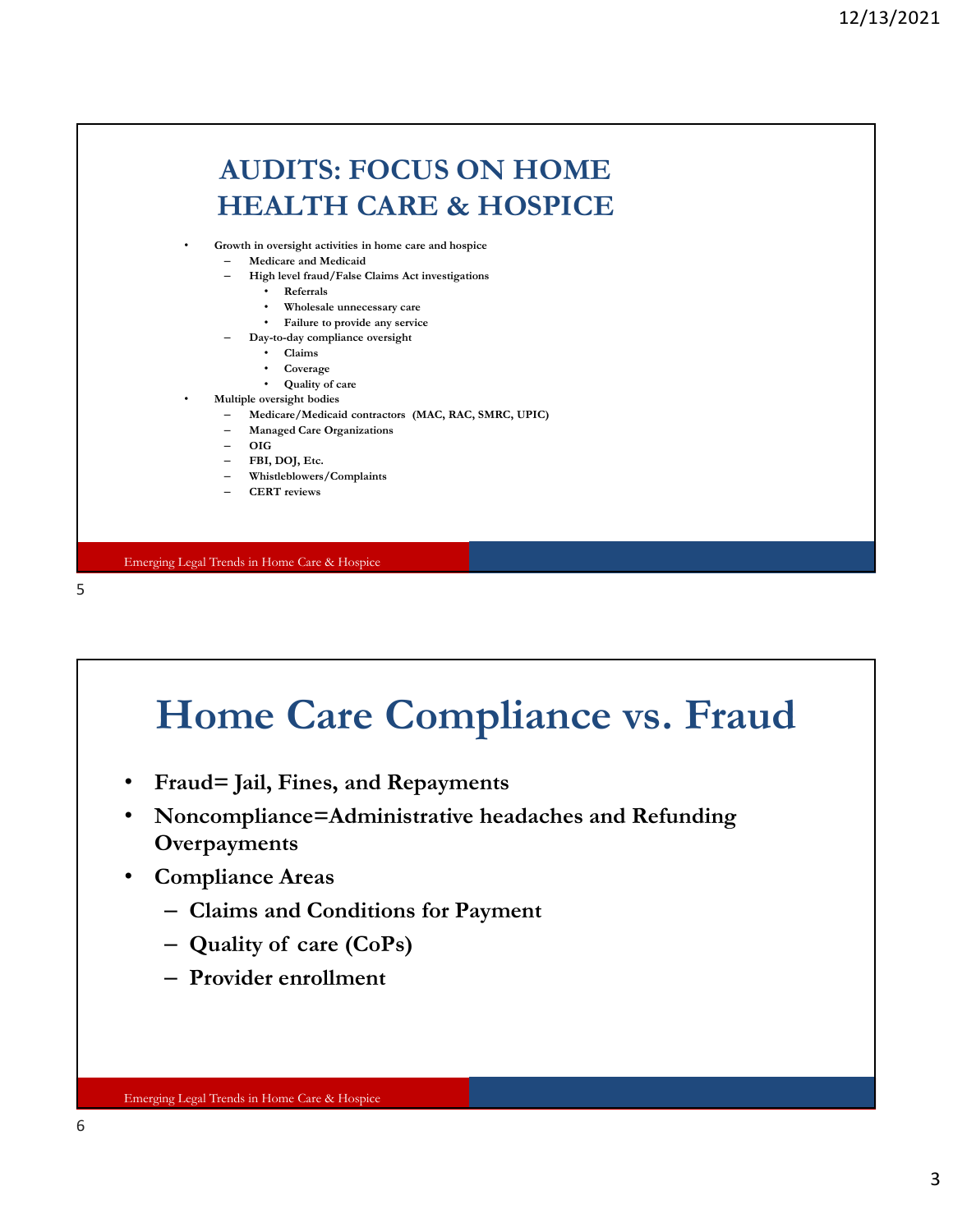# AUDITS: FOCUS ON HOME HEALTH CARE & HOSPICE

- **Growth in oversight activities in home care and hospice**
  - **Medicare and Medicaid**
  - **High level fraud/False Claims Act investigations**
    - **Referrals**
    - **Wholesale unnecessary care**
    - **Failure to provide any service**
  - **Day-to-day compliance oversight**
    - **Claims**
    - **Coverage**
    - **Quality of care**
- **Multiple oversight bodies**
  - **Medicare/Medicaid contractors (MAC, RAC, SMRC, UPIC)**
  - **Managed Care Organizations**
  - **OIG**
  - **FBI, DOJ, Etc.**
  - **Whistleblowers/Complaints**
  - **CERT reviews**

# Home Care Compliance vs. Fraud

- **Fraud= Jail, Fines, and Repayments**
- **Noncompliance=Administrative headaches and Refunding Overpayments**
- **Compliance Areas**
  - **Claims and Conditions for Payment**
  - **Quality of care (CoPs)**
  - **Provider enrollment**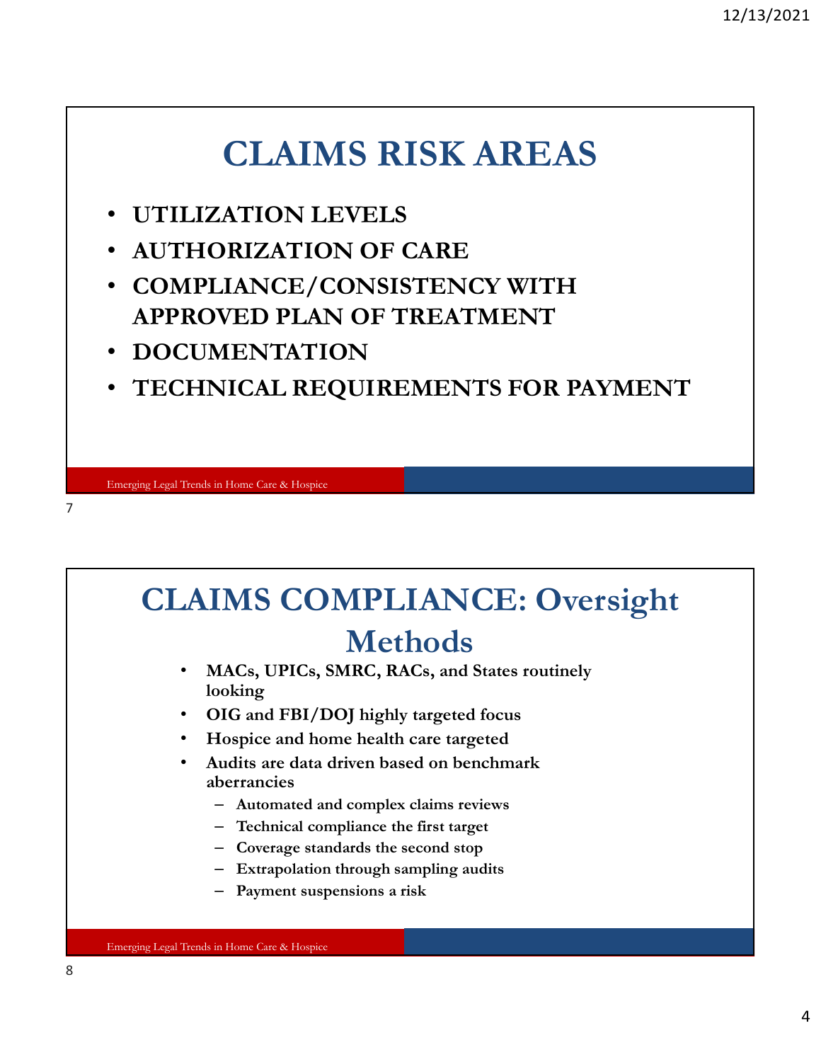# CLAIMS RISK AREAS

- **UTILIZATION LEVELS**
- **AUTHORIZATION OF CARE**
- **COMPLIANCE/CONSISTENCY WITH APPROVED PLAN OF TREATMENT**
- **DOCUMENTATION**
- **TECHNICAL REQUIREMENTS FOR PAYMENT**

# CLAIMS COMPLIANCE: Oversight Methods

- **MACs, UPICs, SMRC, RACs, and States routinely looking**
- **OIG and FBI/DOJ highly targeted focus**
- **Hospice and home health care targeted**
- **Audits are data driven based on benchmark aberrancies**
  - **Automated and complex claims reviews**
  - **Technical compliance the first target**
  - **Coverage standards the second stop**
  - **Extrapolation through sampling audits**
  - **Payment suspensions a risk**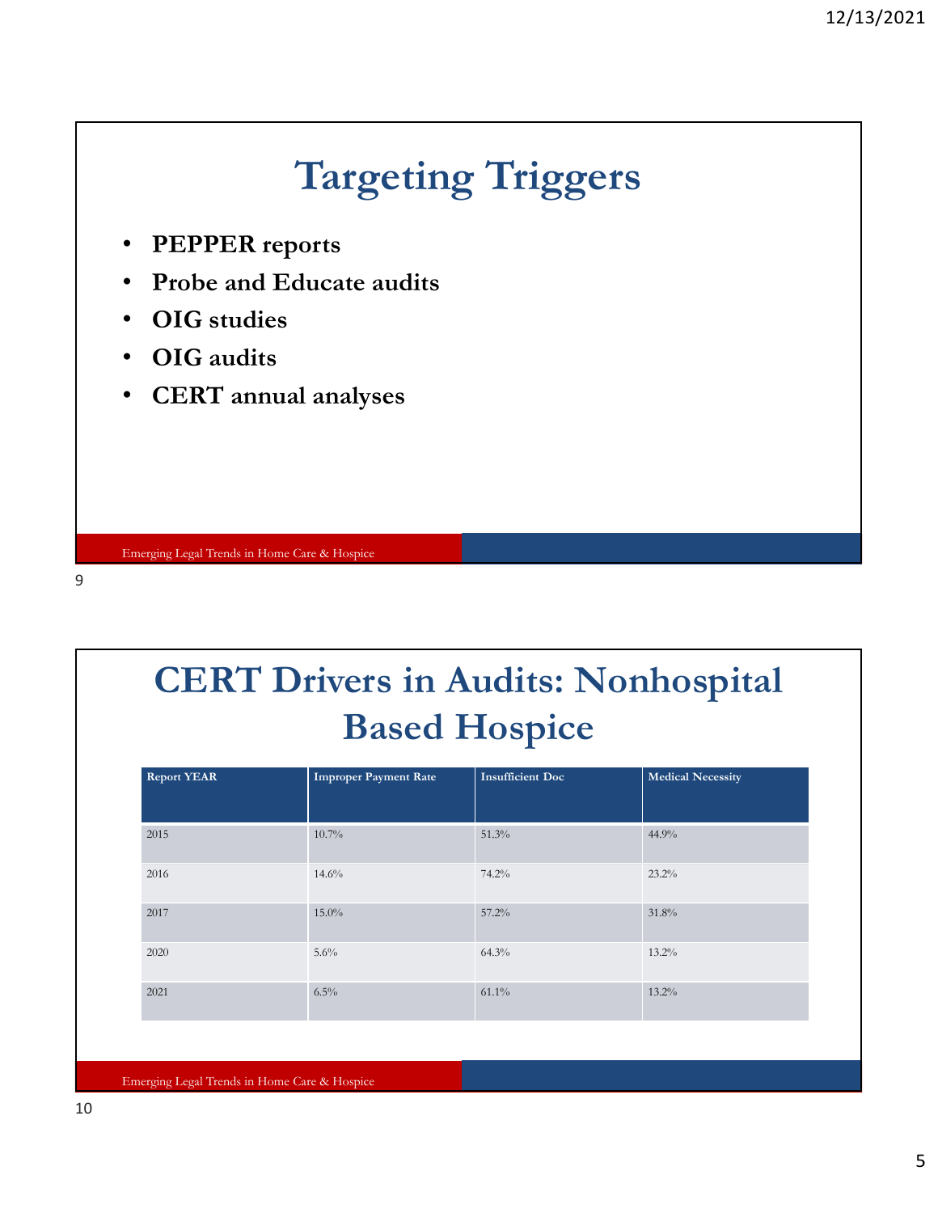# Targeting Triggers

- **PEPPER reports**
- **Probe and Educate audits**
- **OIG studies**
- **OIG audits**
- **CERT annual analyses**

Emerging Legal Trends in Home Care & Hospice

# CERT Drivers in Audits: Nonhospital Based Hospice

| Report YEAR | Improper Payment Rate | Insufficient Doc | Medical Necessity |
|---|---|---|---|
| 2015 | 10.7% | 51.3% | 44.9% |
| 2016 | 14.6% | 74.2% | 23.2% |
| 2017 | 15.0% | 57.2% | 31.8% |
| 2020 | 5.6% | 64.3% | 13.2% |
| 2021 | 6.5% | 61.1% | 13.2% |

Emerging Legal Trends in Home Care & Hospice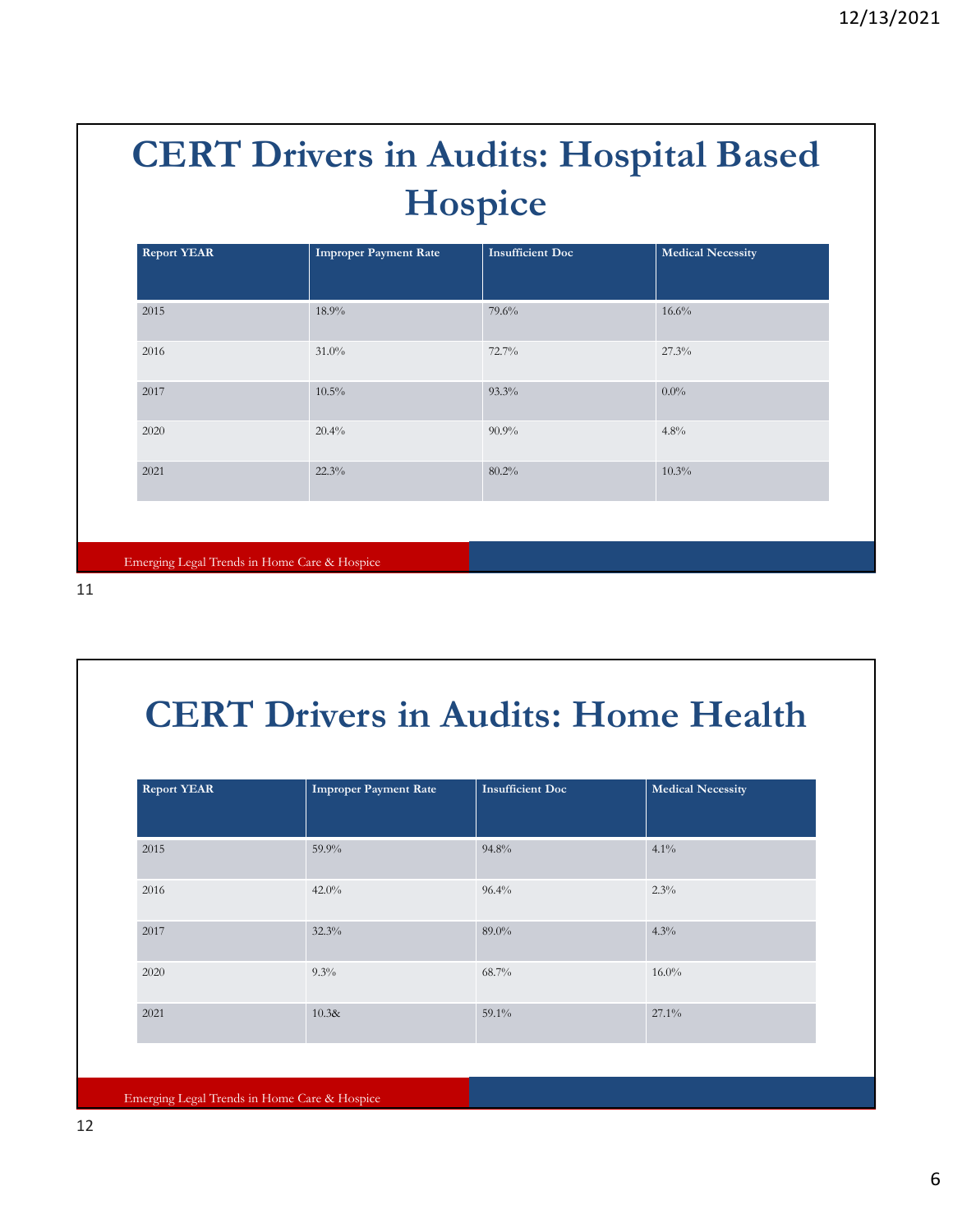# CERT Drivers in Audits: Hospital Based Hospice

| Report YEAR | Improper Payment Rate | Insufficient Doc | Medical Necessity |
|---|---|---|---|
| 2015 | 18.9% | 79.6% | 16.6% |
| 2016 | 31.0% | 72.7% | 27.3% |
| 2017 | 10.5% | 93.3% | 0.0% |
| 2020 | 20.4% | 90.9% | 4.8% |
| 2021 | 22.3% | 80.2% | 10.3% |

Emerging Legal Trends in Home Care & Hospice

# CERT Drivers in Audits: Home Health

| Report YEAR | Improper Payment Rate | Insufficient Doc | Medical Necessity |
|---|---|---|---|
| 2015 | 59.9% | 94.8% | 4.1% |
| 2016 | 42.0% | 96.4% | 2.3% |
| 2017 | 32.3% | 89.0% | 4.3% |
| 2020 | 9.3% | 68.7% | 16.0% |
| 2021 | 10.3& | 59.1% | 27.1% |

Emerging Legal Trends in Home Care & Hospice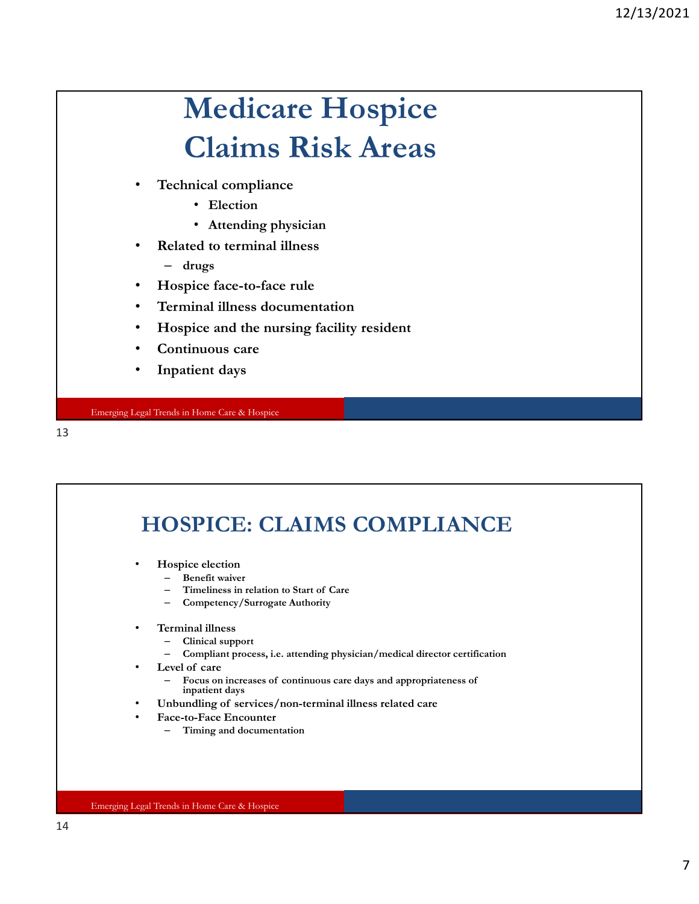# Medicare Hospice Claims Risk Areas

- **Technical compliance**
  - **Election**
  - **Attending physician**
- **Related to terminal illness**
  - **drugs**
- **Hospice face-to-face rule**
- **Terminal illness documentation**
- **Hospice and the nursing facility resident**
- **Continuous care**
- **Inpatient days**

# HOSPICE: CLAIMS COMPLIANCE

- **Hospice election**
  - **Benefit waiver**
  - **Timeliness in relation to Start of Care**
  - **Competency/Surrogate Authority**
- **Terminal illness**
  - **Clinical support**
  - **Compliant process, i.e. attending physician/medical director certification**
- **Level of care**
  - **Focus on increases of continuous care days and appropriateness of inpatient days**
- **Unbundling of services/non-terminal illness related care**
- **Face-to-Face Encounter**
  - **Timing and documentation**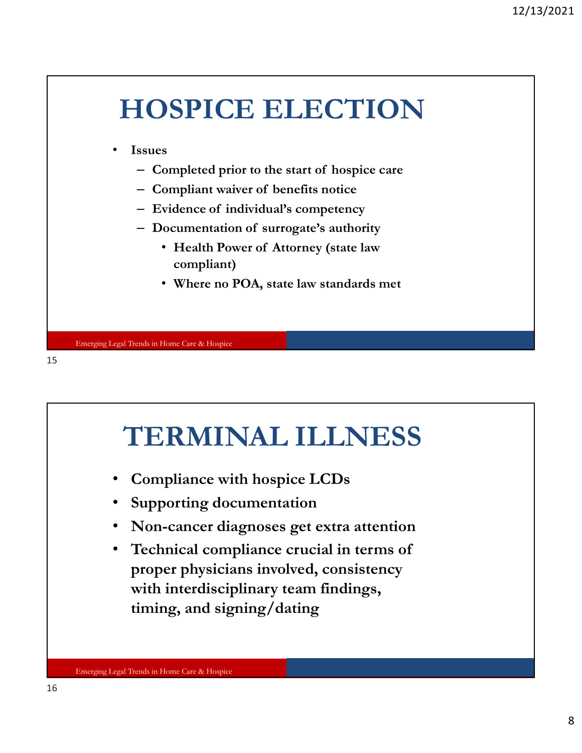# HOSPICE ELECTION

- **Issues**
  - **Completed prior to the start of hospice care**
  - **Compliant waiver of benefits notice**
  - **Evidence of individual's competency**
  - **Documentation of surrogate's authority**
    - **Health Power of Attorney (state law compliant)**
    - **Where no POA, state law standards met**

# TERMINAL ILLNESS

- **Compliance with hospice LCDs**
- **Supporting documentation**
- **Non-cancer diagnoses get extra attention**
- **Technical compliance crucial in terms of proper physicians involved, consistency with interdisciplinary team findings, timing, and signing/dating**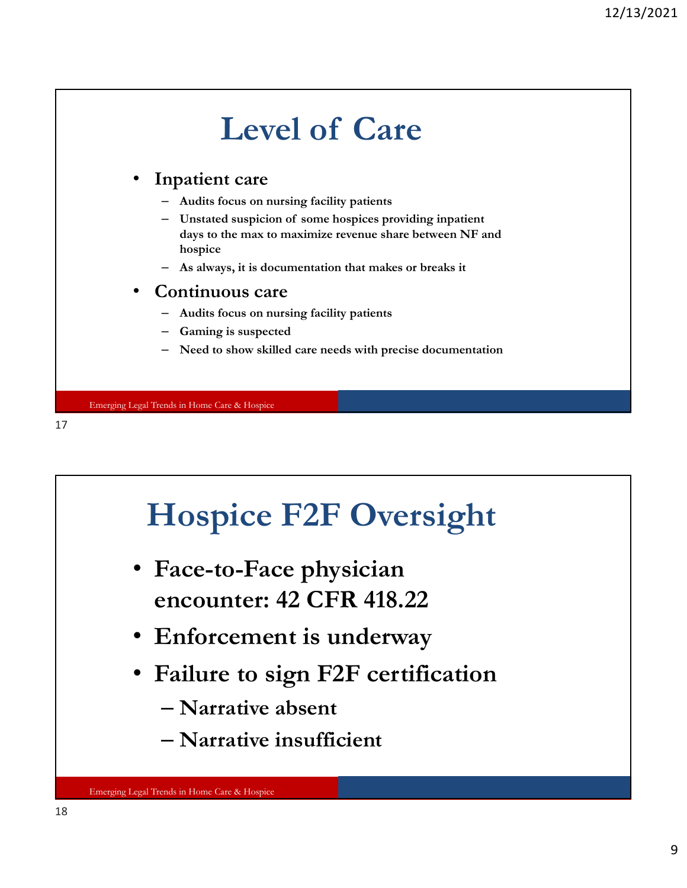# Level of Care

- **Inpatient care**
  - **Audits focus on nursing facility patients**
  - **Unstated suspicion of some hospices providing inpatient days to the max to maximize revenue share between NF and hospice**
  - **As always, it is documentation that makes or breaks it**
- **Continuous care**
  - **Audits focus on nursing facility patients**
  - **Gaming is suspected**
  - **Need to show skilled care needs with precise documentation**

# Hospice F2F Oversight

- **Face-to-Face physician encounter: 42 CFR 418.22**
- **Enforcement is underway**
- **Failure to sign F2F certification**
  - **Narrative absent**
  - **Narrative insufficient**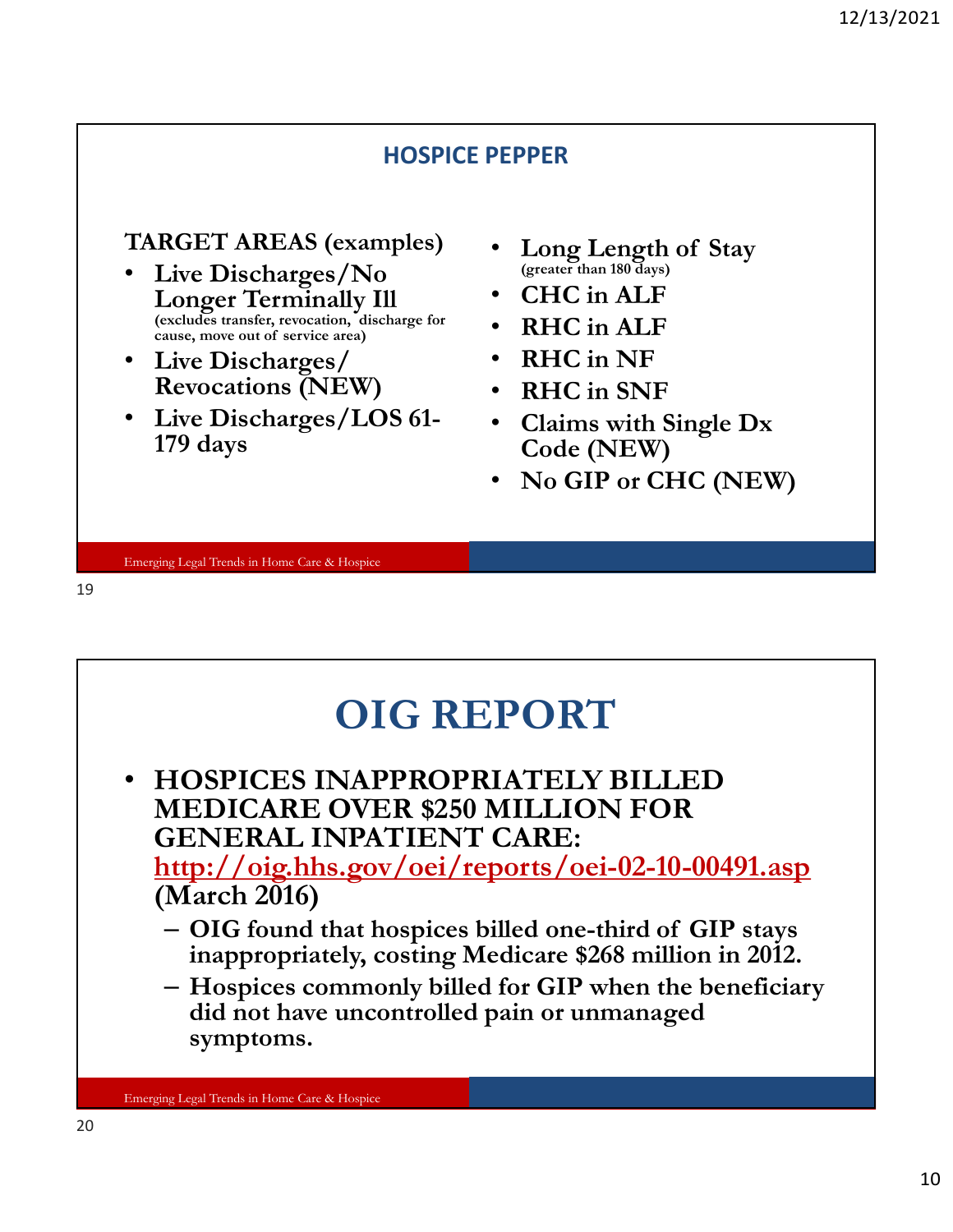## HOSPICE PEPPER

**TARGET AREAS (examples)**

- **Live Discharges/No Longer Terminally Ill** (excludes transfer, revocation, discharge for cause, move out of service area)
- **Live Discharges/ Revocations (NEW)**
- **Live Discharges/LOS 61-179 days**
- **Long Length of Stay** (greater than 180 days)
- **CHC in ALF**
- **RHC in ALF**
- **RHC in NF**
- **RHC in SNF**
- **Claims with Single Dx Code (NEW)**
- **No GIP or CHC (NEW)**

# OIG REPORT

- **HOSPICES INAPPROPRIATELY BILLED MEDICARE OVER $250 MILLION FOR GENERAL INPATIENT CARE:** http://oig.hhs.gov/oei/reports/oei-02-10-00491.asp **(March 2016)**
  - **OIG found that hospices billed one-third of GIP stays inappropriately, costing Medicare $268 million in 2012.**
  - **Hospices commonly billed for GIP when the beneficiary did not have uncontrolled pain or unmanaged symptoms.**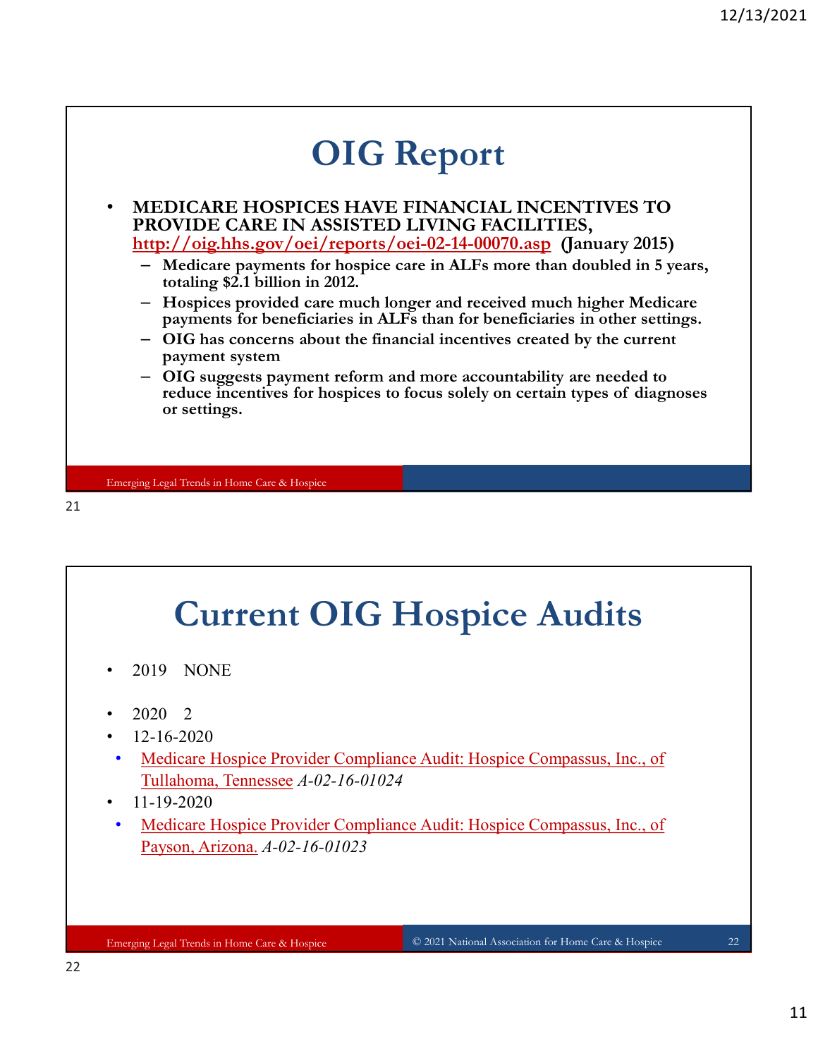# OIG Report

- **MEDICARE HOSPICES HAVE FINANCIAL INCENTIVES TO PROVIDE CARE IN ASSISTED LIVING FACILITIES, http://oig.hhs.gov/oei/reports/oei-02-14-00070.asp (January 2015)**
  - **Medicare payments for hospice care in ALFs more than doubled in 5 years, totaling $2.1 billion in 2012.**
  - **Hospices provided care much longer and received much higher Medicare payments for beneficiaries in ALFs than for beneficiaries in other settings.**
  - **OIG has concerns about the financial incentives created by the current payment system**
  - **OIG suggests payment reform and more accountability are needed to reduce incentives for hospices to focus solely on certain types of diagnoses or settings.**

# Current OIG Hospice Audits

- 2019 NONE
- 2020 2
- 12-16-2020
  - Medicare Hospice Provider Compliance Audit: Hospice Compassus, Inc., of Tullahoma, Tennessee *A-02-16-01024*
- 11-19-2020
  - Medicare Hospice Provider Compliance Audit: Hospice Compassus, Inc., of Payson, Arizona. *A-02-16-01023*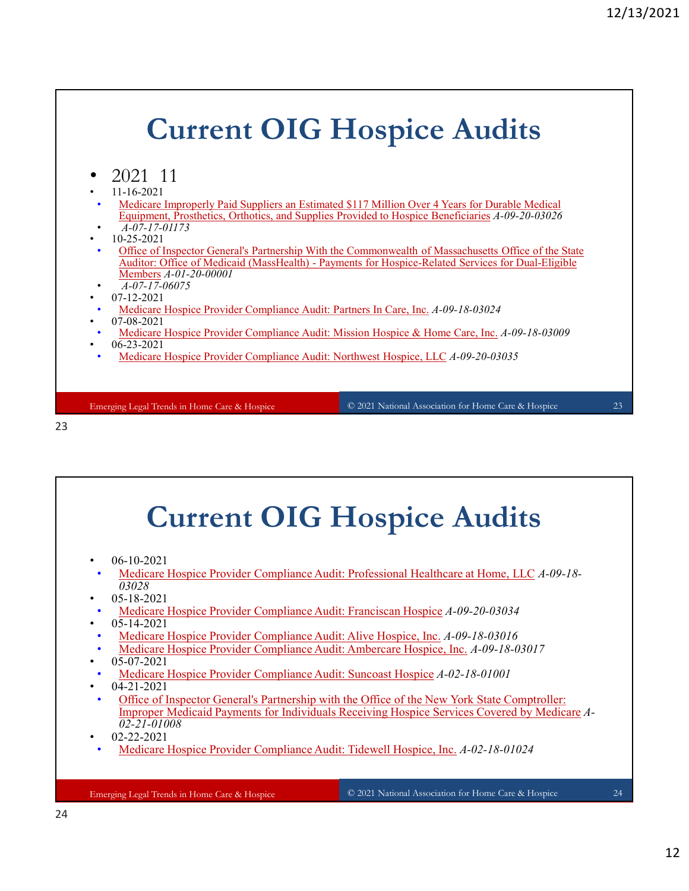# Current OIG Hospice Audits

- 2021 11
- 11-16-2021
  - Medicare Improperly Paid Suppliers an Estimated $117 Million Over 4 Years for Durable Medical Equipment, Prosthetics, Orthotics, and Supplies Provided to Hospice Beneficiaries *A-09-20-03026*
  - *A-07-17-01173*
- 10-25-2021
  - Office of Inspector General's Partnership With the Commonwealth of Massachusetts Office of the State Auditor: Office of Medicaid (MassHealth) - Payments for Hospice-Related Services for Dual-Eligible Members *A-01-20-00001*
  - *A-07-17-06075*
- 07-12-2021
  - Medicare Hospice Provider Compliance Audit: Partners In Care, Inc. *A-09-18-03024*
- 07-08-2021
  - Medicare Hospice Provider Compliance Audit: Mission Hospice & Home Care, Inc. *A-09-18-03009*
- 06-23-2021
  - Medicare Hospice Provider Compliance Audit: Northwest Hospice, LLC *A-09-20-03035*

Emerging Legal Trends in Home Care & Hospice — © 2021 National Association for Home Care & Hospice

# Current OIG Hospice Audits

- 06-10-2021
  - Medicare Hospice Provider Compliance Audit: Professional Healthcare at Home, LLC *A-09-18-03028*
- 05-18-2021
  - Medicare Hospice Provider Compliance Audit: Franciscan Hospice *A-09-20-03034*
- 05-14-2021
  - Medicare Hospice Provider Compliance Audit: Alive Hospice, Inc. *A-09-18-03016*
  - Medicare Hospice Provider Compliance Audit: Ambercare Hospice, Inc. *A-09-18-03017*
- 05-07-2021
  - Medicare Hospice Provider Compliance Audit: Suncoast Hospice *A-02-18-01001*
- 04-21-2021
  - Office of Inspector General's Partnership with the Office of the New York State Comptroller: Improper Medicaid Payments for Individuals Receiving Hospice Services Covered by Medicare *A-02-21-01008*
- 02-22-2021
  - Medicare Hospice Provider Compliance Audit: Tidewell Hospice, Inc. *A-02-18-01024*

Emerging Legal Trends in Home Care & Hospice — © 2021 National Association for Home Care & Hospice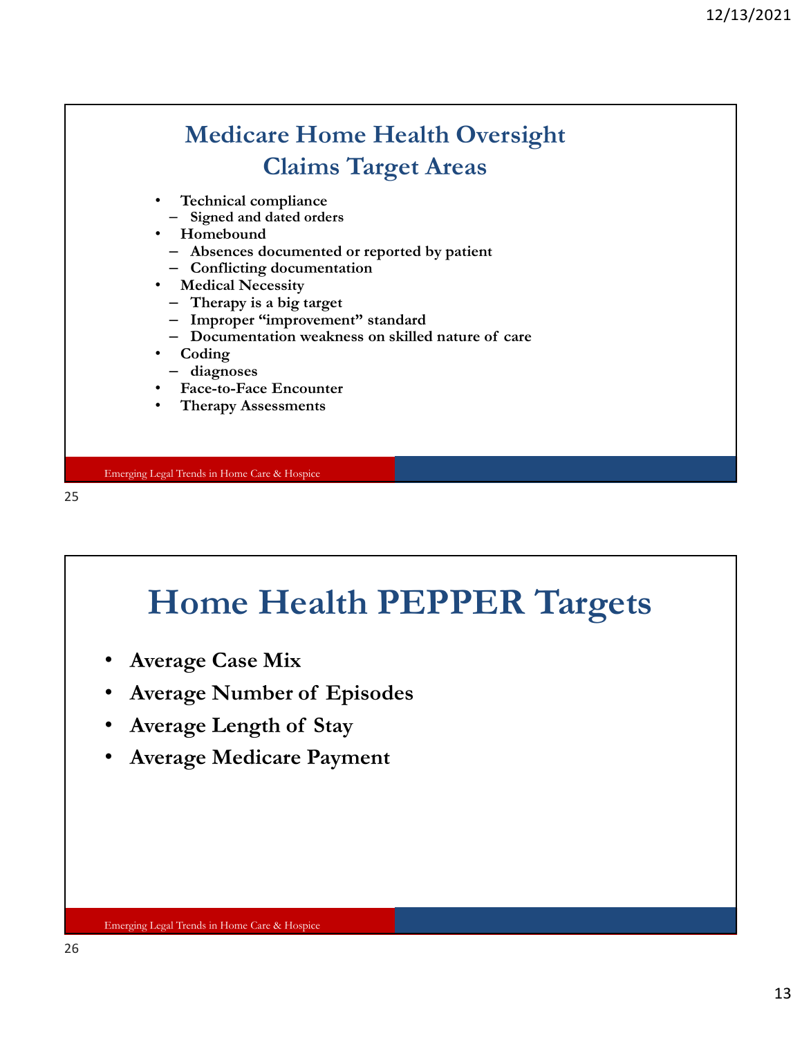## Medicare Home Health Oversight Claims Target Areas

- **Technical compliance**
  - **Signed and dated orders**
- **Homebound**
  - **Absences documented or reported by patient**
  - **Conflicting documentation**
- **Medical Necessity**
  - **Therapy is a big target**
  - **Improper "improvement" standard**
  - **Documentation weakness on skilled nature of care**
- **Coding**
  - **diagnoses**
- **Face-to-Face Encounter**
- **Therapy Assessments**

## Home Health PEPPER Targets

- **Average Case Mix**
- **Average Number of Episodes**
- **Average Length of Stay**
- **Average Medicare Payment**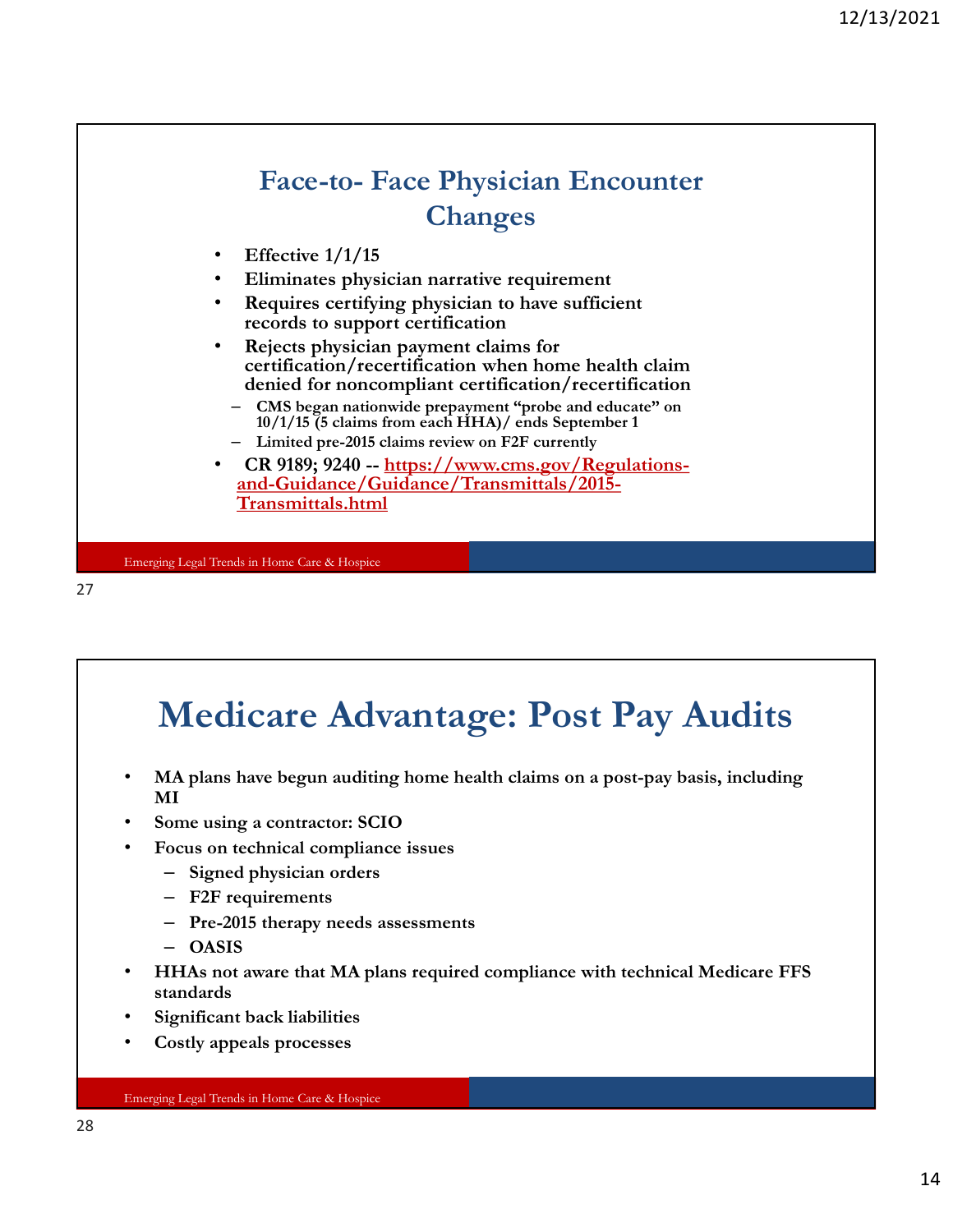## Face-to- Face Physician Encounter Changes

- **Effective 1/1/15**
- **Eliminates physician narrative requirement**
- **Requires certifying physician to have sufficient records to support certification**
- **Rejects physician payment claims for certification/recertification when home health claim denied for noncompliant certification/recertification**
  - **CMS began nationwide prepayment "probe and educate" on 10/1/15 (5 claims from each HHA)/ ends September 1**
  - **Limited pre-2015 claims review on F2F currently**
- **CR 9189; 9240 -- https://www.cms.gov/Regulations-and-Guidance/Guidance/Transmittals/2015-Transmittals.html**

## Medicare Advantage: Post Pay Audits

- **MA plans have begun auditing home health claims on a post-pay basis, including MI**
- **Some using a contractor: SCIO**
- **Focus on technical compliance issues**
  - **Signed physician orders**
  - **F2F requirements**
  - **Pre-2015 therapy needs assessments**
  - **OASIS**
- **HHAs not aware that MA plans required compliance with technical Medicare FFS standards**
- **Significant back liabilities**
- **Costly appeals processes**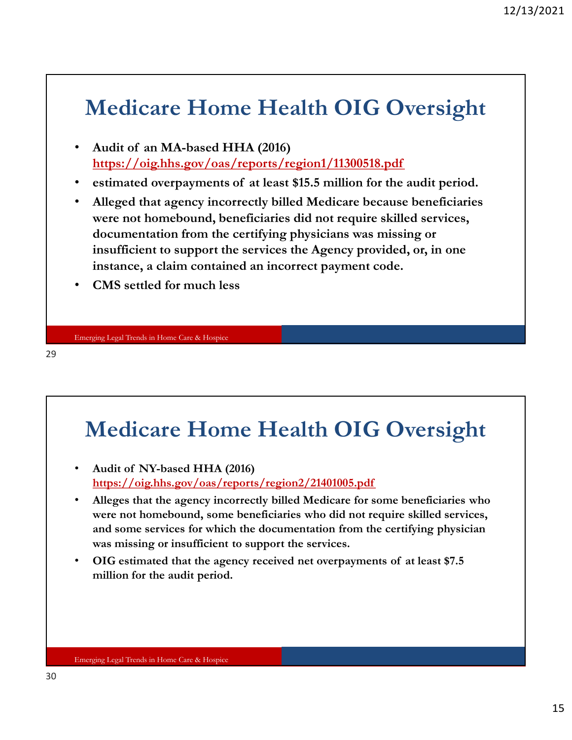# Medicare Home Health OIG Oversight

- **Audit of an MA-based HHA (2016)** **https://oig.hhs.gov/oas/reports/region1/11300518.pdf**
- **estimated overpayments of at least $15.5 million for the audit period.**
- **Alleged that agency incorrectly billed Medicare because beneficiaries were not homebound, beneficiaries did not require skilled services, documentation from the certifying physicians was missing or insufficient to support the services the Agency provided, or, in one instance, a claim contained an incorrect payment code.**
- **CMS settled for much less**

# Medicare Home Health OIG Oversight

- **Audit of NY-based HHA (2016)** **https://oig.hhs.gov/oas/reports/region2/21401005.pdf**
- **Alleges that the agency incorrectly billed Medicare for some beneficiaries who were not homebound, some beneficiaries who did not require skilled services, and some services for which the documentation from the certifying physician was missing or insufficient to support the services.**
- **OIG estimated that the agency received net overpayments of at least $7.5 million for the audit period.**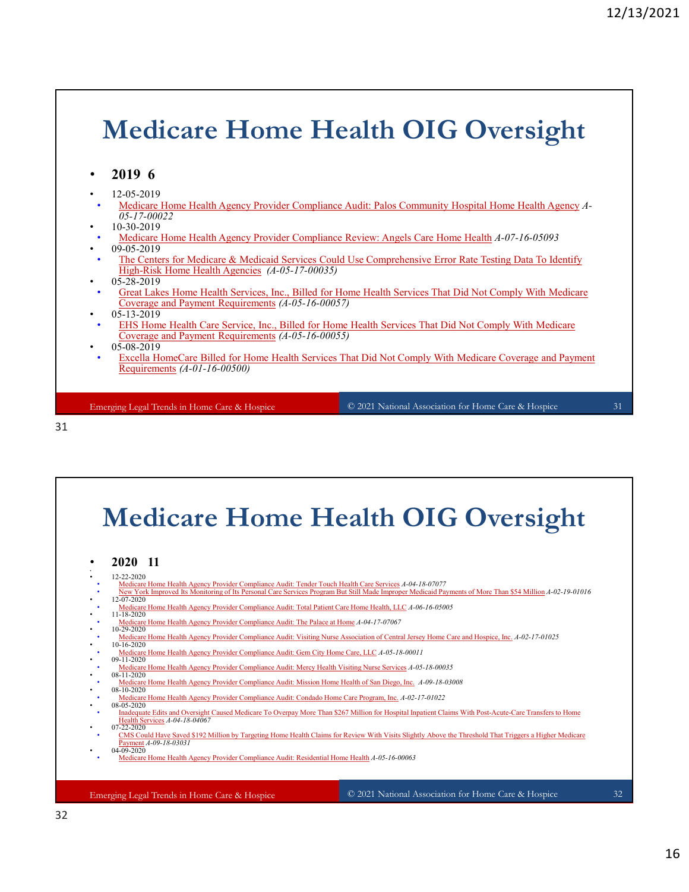# Medicare Home Health OIG Oversight

- **2019 6**

- 12-05-2019
  - Medicare Home Health Agency Provider Compliance Audit: Palos Community Hospital Home Health Agency *A-05-17-00022*
- 10-30-2019
  - Medicare Home Health Agency Provider Compliance Review: Angels Care Home Health *A-07-16-05093*
- 09-05-2019
  - The Centers for Medicare & Medicaid Services Could Use Comprehensive Error Rate Testing Data To Identify High-Risk Home Health Agencies *(A-05-17-00035)*
- 05-28-2019
  - Great Lakes Home Health Services, Inc., Billed for Home Health Services That Did Not Comply With Medicare Coverage and Payment Requirements *(A-05-16-00057)*
- 05-13-2019
  - EHS Home Health Care Service, Inc., Billed for Home Health Services That Did Not Comply With Medicare Coverage and Payment Requirements *(A-05-16-00055)*
- 05-08-2019
  - Excella HomeCare Billed for Home Health Services That Did Not Comply With Medicare Coverage and Payment Requirements *(A-01-16-00500)*

# Medicare Home Health OIG Oversight

- **2020 11**

- 12-22-2020
  - Medicare Home Health Agency Provider Compliance Audit: Tender Touch Health Care Services *A-04-18-07077*
  - New York Improved Its Monitoring of Its Personal Care Services Program But Still Made Improper Medicaid Payments of More Than $54 Million *A-02-19-01016*
- 12-07-2020
  - Medicare Home Health Agency Provider Compliance Audit: Total Patient Care Home Health, LLC *A-06-16-05005*
- 11-18-2020
  - Medicare Home Health Agency Provider Compliance Audit: The Palace at Home *A-04-17-07067*
- 10-29-2020
  - Medicare Home Health Agency Provider Compliance Audit: Visiting Nurse Association of Central Jersey Home Care and Hospice, Inc. *A-02-17-01025*
- 10-16-2020
  - Medicare Home Health Agency Provider Compliance Audit: Gem City Home Care, LLC *A-05-18-00011*
- 09-11-2020
  - Medicare Home Health Agency Provider Compliance Audit: Mercy Health Visiting Nurse Services *A-05-18-00035*
- 08-11-2020
  - Medicare Home Health Agency Provider Compliance Audit: Mission Home Health of San Diego, Inc. *A-09-18-03008*
- 08-10-2020
  - Medicare Home Health Agency Provider Compliance Audit: Condado Home Care Program, Inc. *A-02-17-01022*
- 08-05-2020
  - Inadequate Edits and Oversight Caused Medicare To Overpay More Than $267 Million for Hospital Inpatient Claims With Post-Acute-Care Transfers to Home Health Services *A-04-18-04067*
- 07-22-2020
  - CMS Could Have Saved $192 Million by Targeting Home Health Claims for Review With Visits Slightly Above the Threshold That Triggers a Higher Medicare Payment *A-09-18-03031*
- 04-09-2020
  - Medicare Home Health Agency Provider Compliance Audit: Residential Home Health *A-05-16-00063*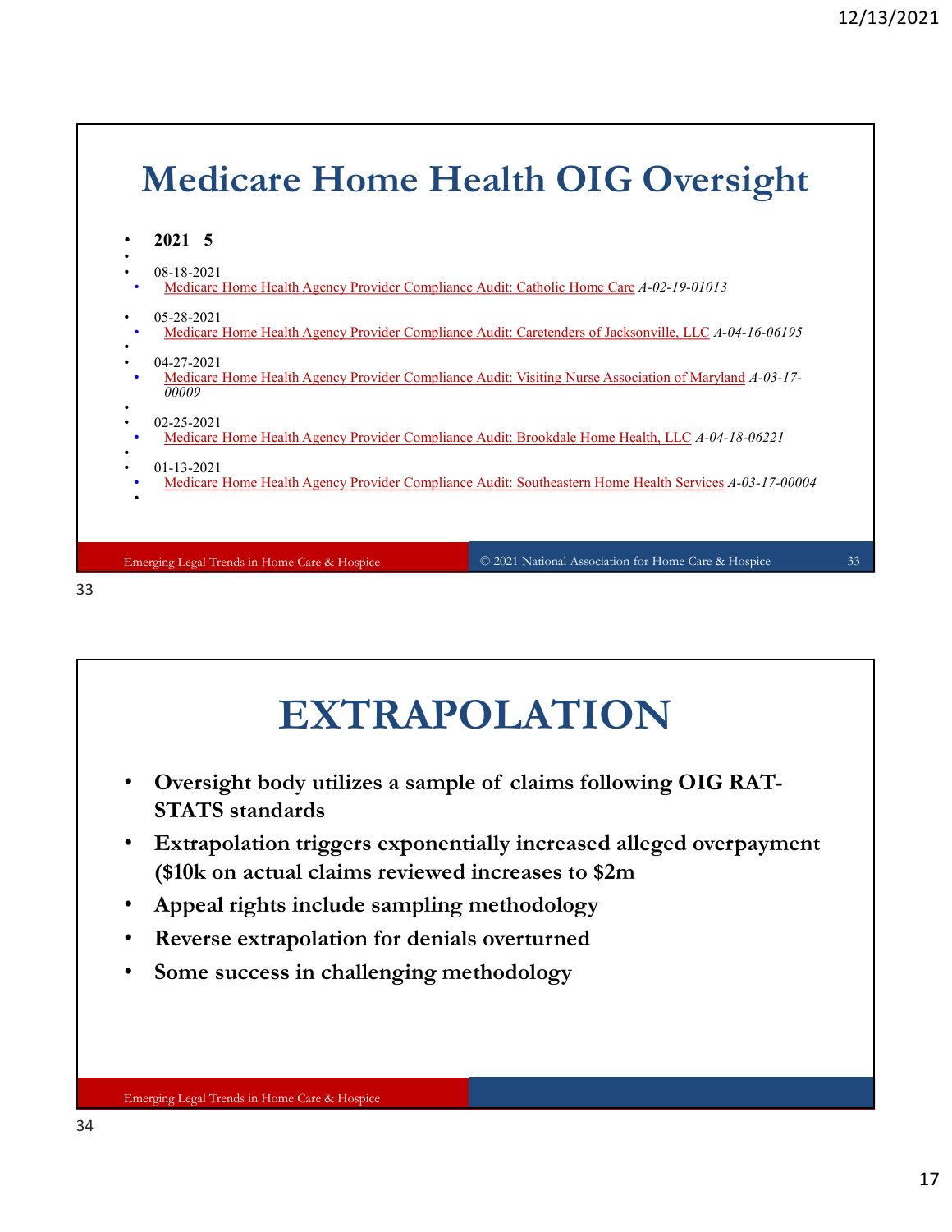# Medicare Home Health OIG Oversight

- **2021 5**
- 08-18-2021
  - Medicare Home Health Agency Provider Compliance Audit: Catholic Home Care *A-02-19-01013*
- 05-28-2021
  - Medicare Home Health Agency Provider Compliance Audit: Caretenders of Jacksonville, LLC *A-04-16-06195*
- 04-27-2021
  - Medicare Home Health Agency Provider Compliance Audit: Visiting Nurse Association of Maryland *A-03-17-00009*
- 02-25-2021
  - Medicare Home Health Agency Provider Compliance Audit: Brookdale Home Health, LLC *A-04-18-06221*
- 01-13-2021
  - Medicare Home Health Agency Provider Compliance Audit: Southeastern Home Health Services *A-03-17-00004*

# EXTRAPOLATION

- **Oversight body utilizes a sample of claims following OIG RAT-STATS standards**
- **Extrapolation triggers exponentially increased alleged overpayment ($10k on actual claims reviewed increases to $2m**
- **Appeal rights include sampling methodology**
- **Reverse extrapolation for denials overturned**
- **Some success in challenging methodology**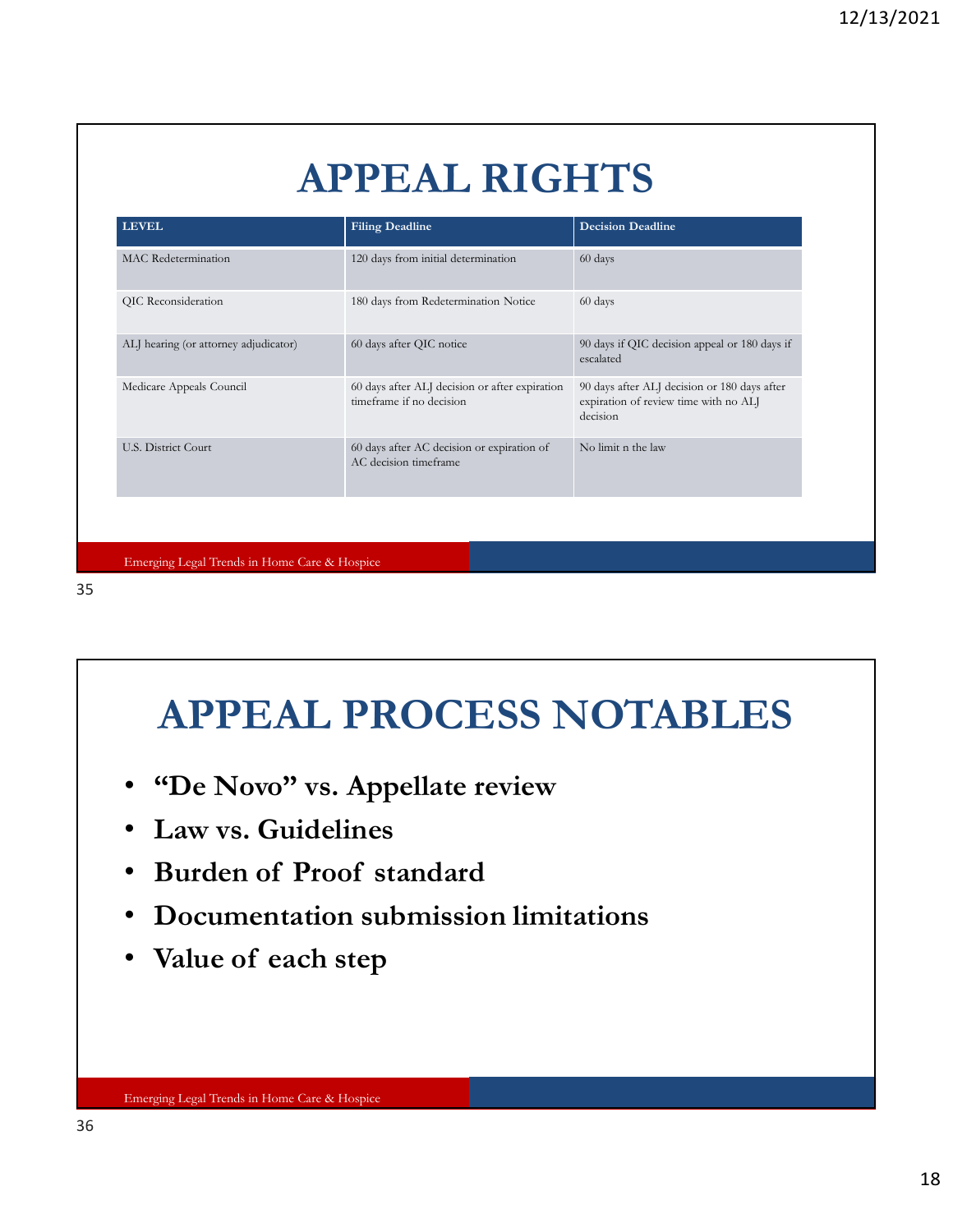# APPEAL RIGHTS

| LEVEL | Filing Deadline | Decision Deadline |
|---|---|---|
| MAC Redetermination | 120 days from initial determination | 60 days |
| QIC Reconsideration | 180 days from Redetermination Notice | 60 days |
| ALJ hearing (or attorney adjudicator) | 60 days after QIC notice | 90 days if QIC decision appeal or 180 days if escalated |
| Medicare Appeals Council | 60 days after ALJ decision or after expiration timeframe if no decision | 90 days after ALJ decision or 180 days after expiration of review time with no ALJ decision |
| U.S. District Court | 60 days after AC decision or expiration of AC decision timeframe | No limit n the law |

Emerging Legal Trends in Home Care & Hospice

# APPEAL PROCESS NOTABLES

- **"De Novo" vs. Appellate review**
- **Law vs. Guidelines**
- **Burden of Proof standard**
- **Documentation submission limitations**
- **Value of each step**

Emerging Legal Trends in Home Care & Hospice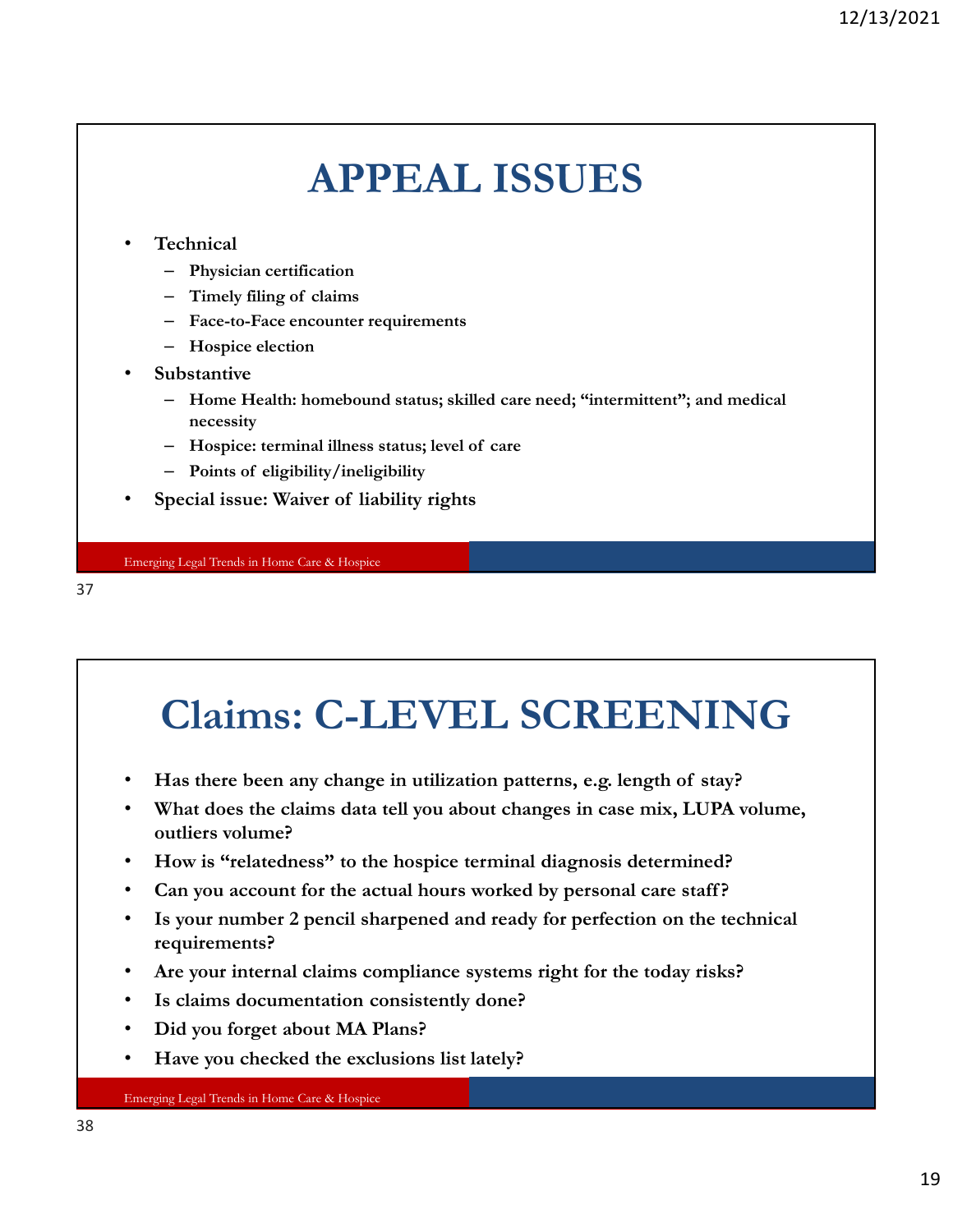# APPEAL ISSUES

- **Technical**
  - **Physician certification**
  - **Timely filing of claims**
  - **Face-to-Face encounter requirements**
  - **Hospice election**
- **Substantive**
  - **Home Health: homebound status; skilled care need; "intermittent"; and medical necessity**
  - **Hospice: terminal illness status; level of care**
  - **Points of eligibility/ineligibility**
- **Special issue: Waiver of liability rights**

Emerging Legal Trends in Home Care & Hospice

# Claims: C-LEVEL SCREENING

- **Has there been any change in utilization patterns, e.g. length of stay?**
- **What does the claims data tell you about changes in case mix, LUPA volume, outliers volume?**
- **How is "relatedness" to the hospice terminal diagnosis determined?**
- **Can you account for the actual hours worked by personal care staff?**
- **Is your number 2 pencil sharpened and ready for perfection on the technical requirements?**
- **Are your internal claims compliance systems right for the today risks?**
- **Is claims documentation consistently done?**
- **Did you forget about MA Plans?**
- **Have you checked the exclusions list lately?**

Emerging Legal Trends in Home Care & Hospice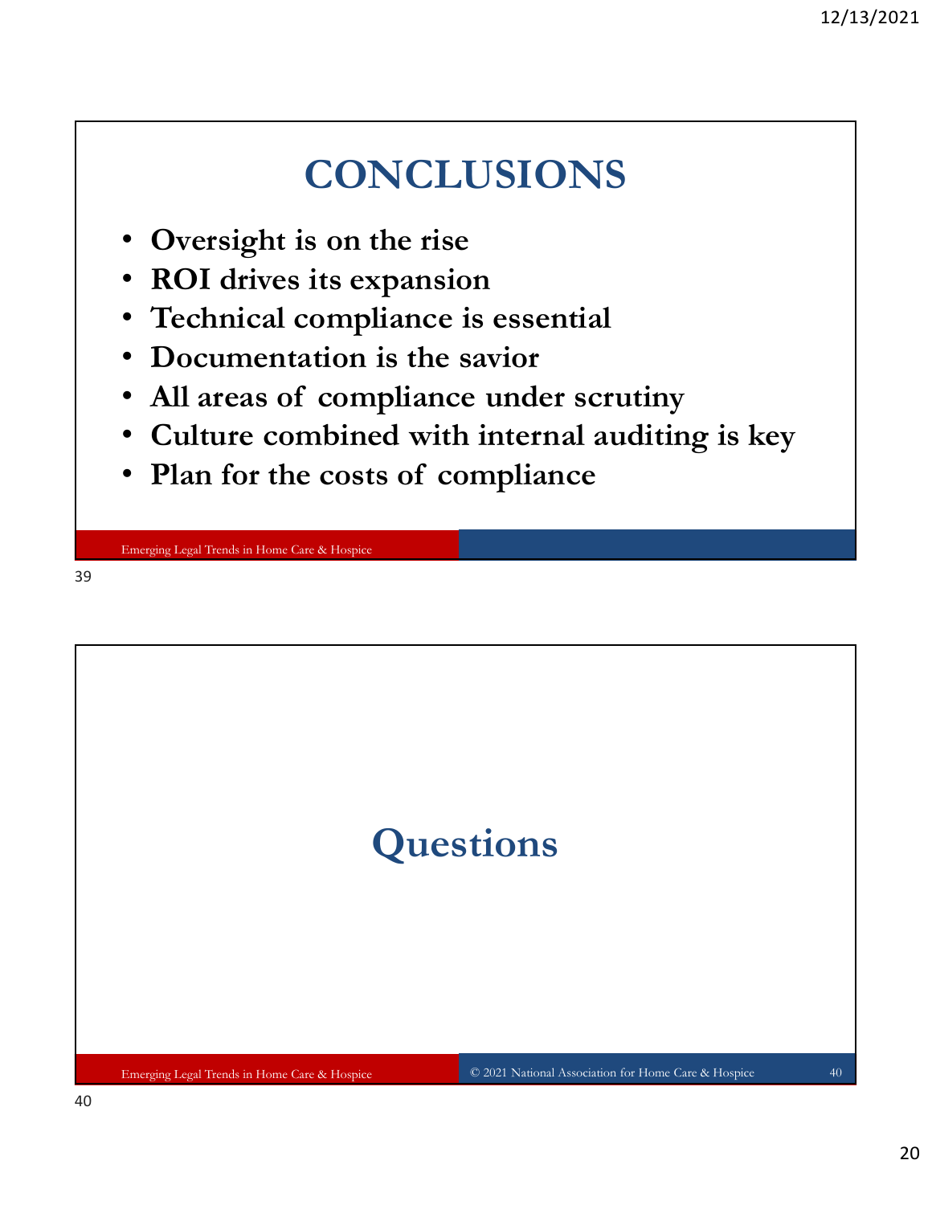# CONCLUSIONS

- **Oversight is on the rise**
- **ROI drives its expansion**
- **Technical compliance is essential**
- **Documentation is the savior**
- **All areas of compliance under scrutiny**
- **Culture combined with internal auditing is key**
- **Plan for the costs of compliance**

# Questions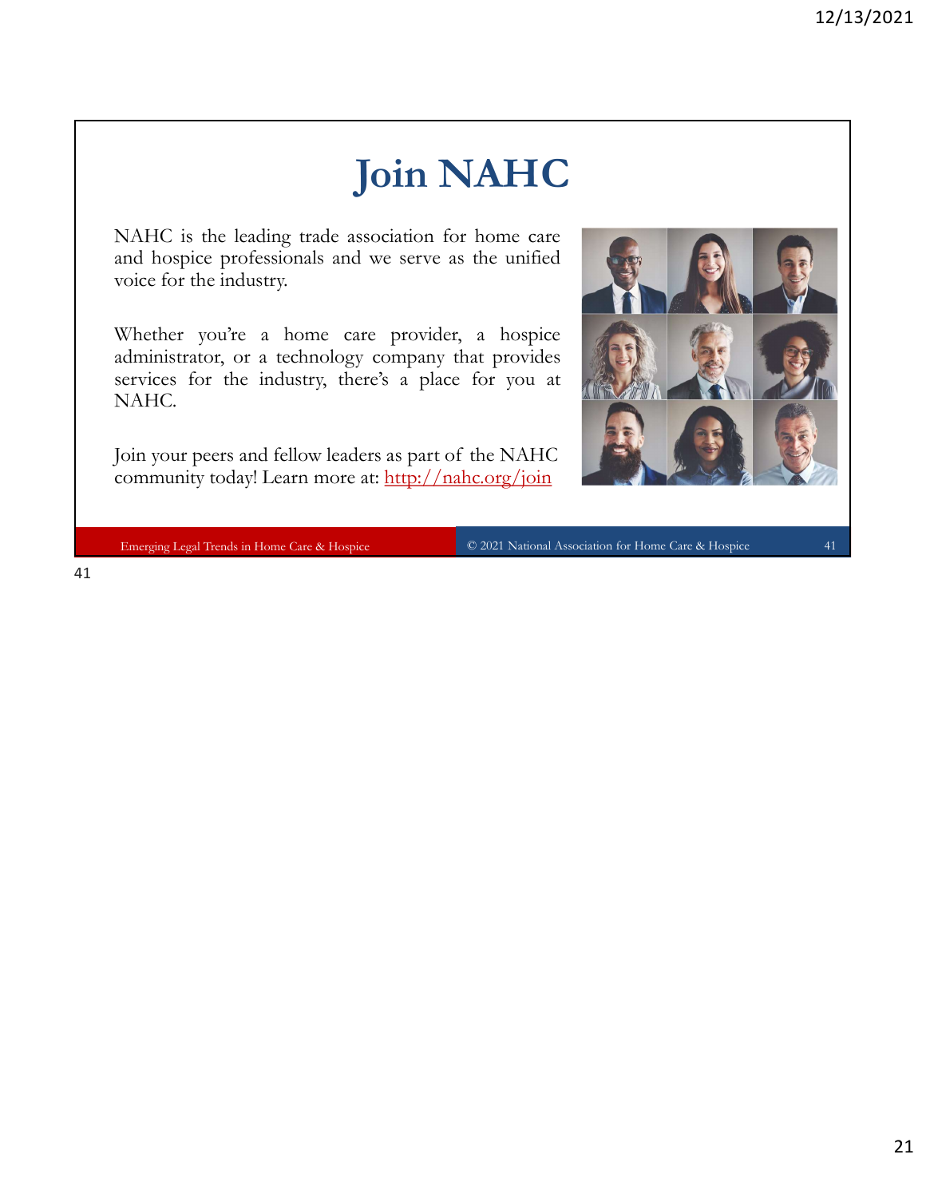# Join NAHC

NAHC is the leading trade association for home care and hospice professionals and we serve as the unified voice for the industry.

Whether you're a home care provider, a hospice administrator, or a technology company that provides services for the industry, there's a place for you at NAHC.

Join your peers and fellow leaders as part of the NAHC community today! Learn more at: http://nahc.org/join